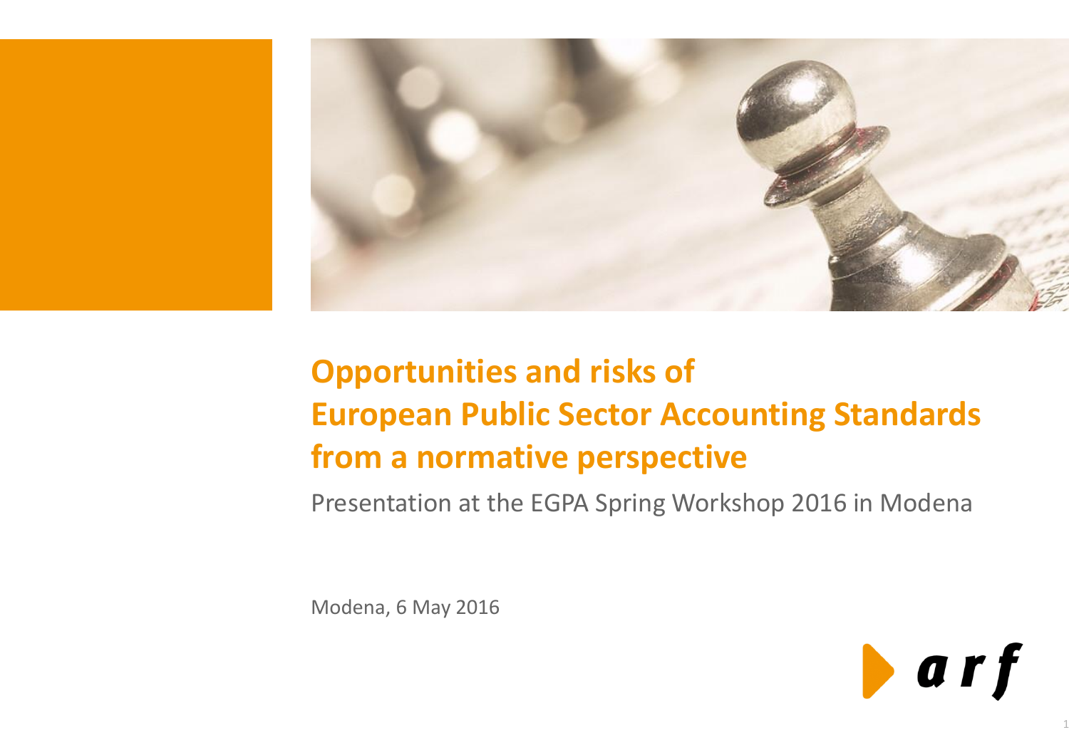# Opportunities and risks of European Public Sector Accounting Standards from a normative perspective

Presentation at the EGPA Spring Workshop 2016 in Modena

Modena, 6 May 2016

arf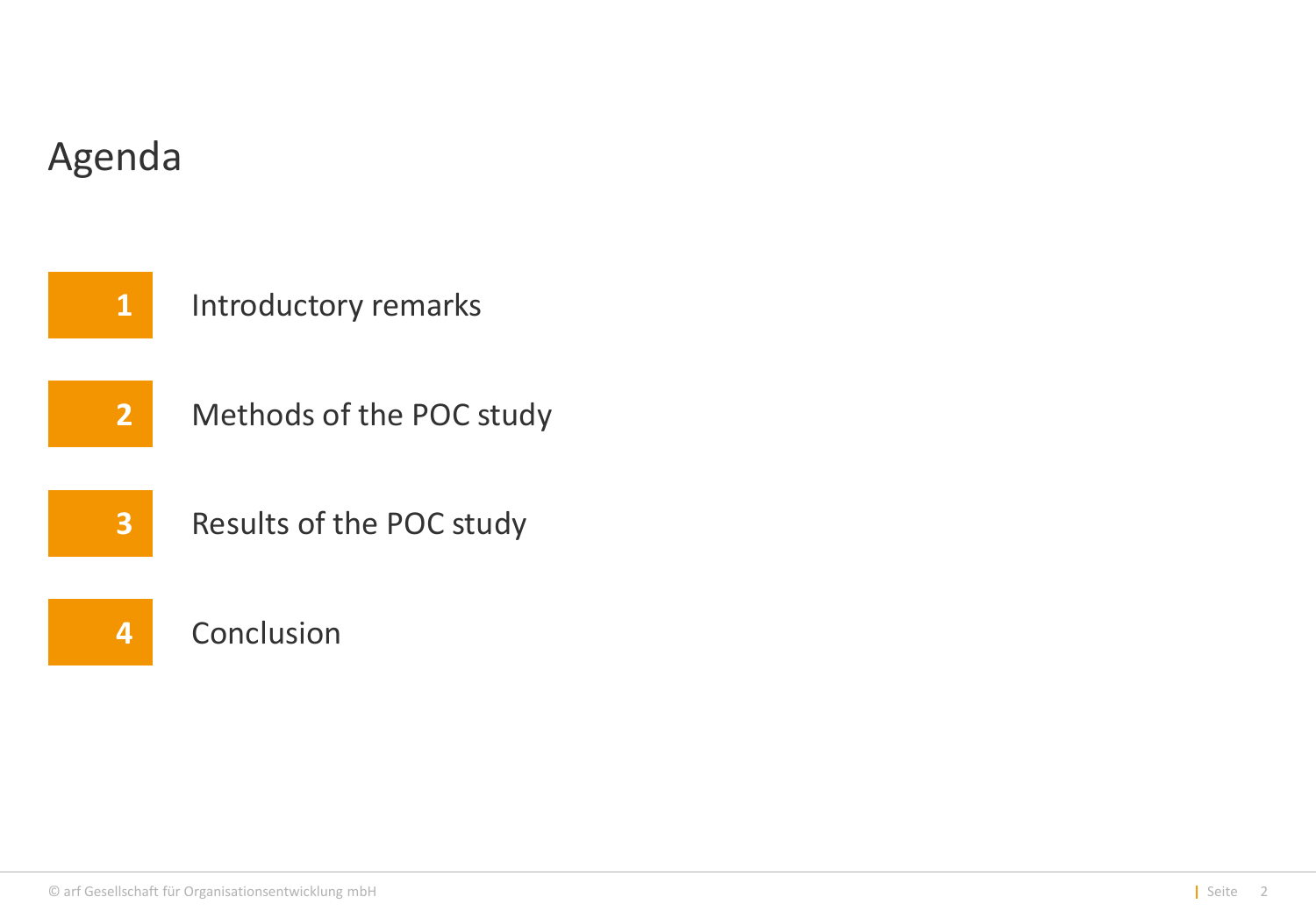# Agenda

1. Introductory remarks
2. Methods of the POC study
3. Results of the POC study
4. Conclusion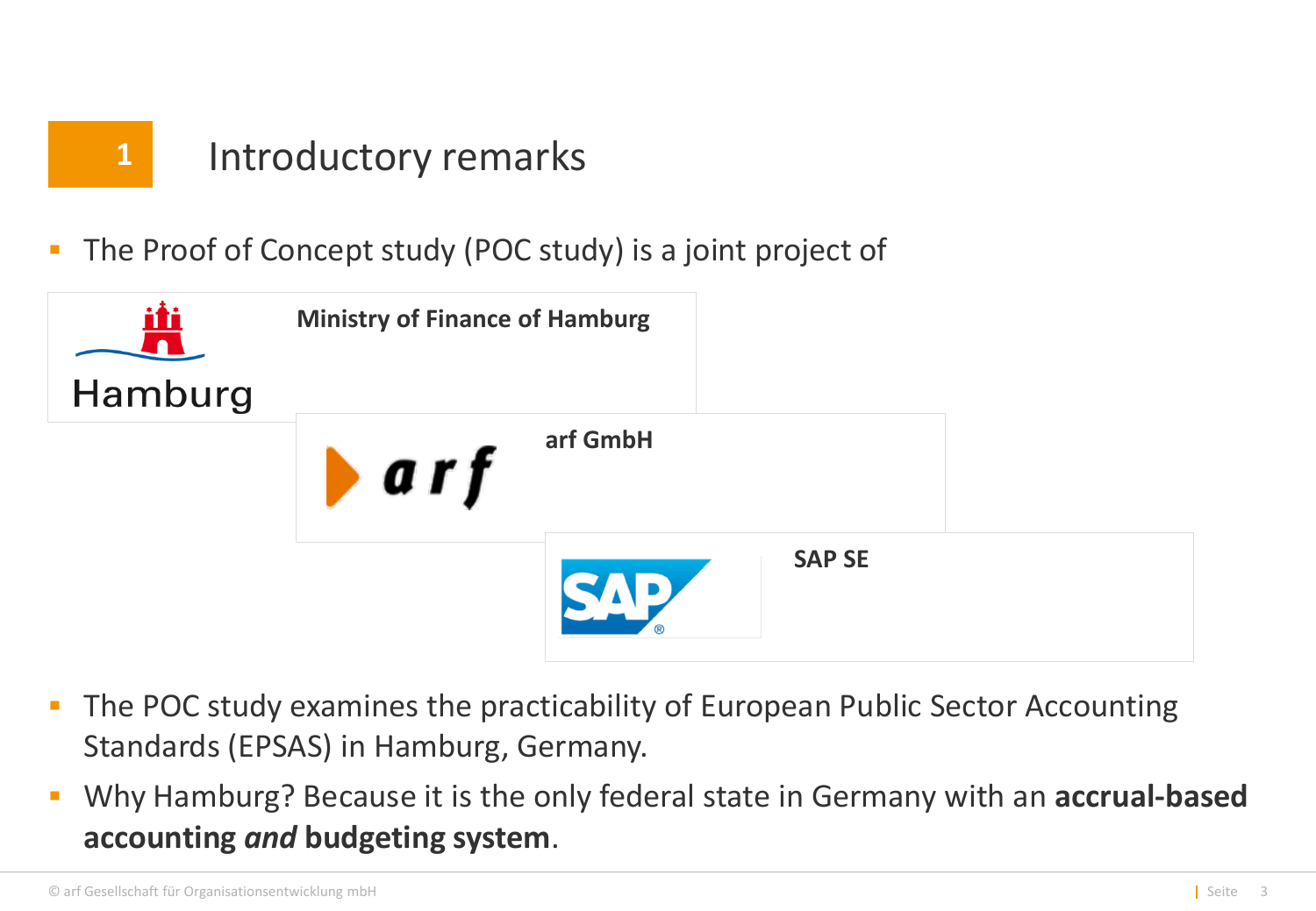# 1 Introductory remarks

- The Proof of Concept study (POC study) is a joint project of

**Ministry of Finance of Hamburg**

**arf GmbH**

**SAP SE**

- The POC study examines the practicability of European Public Sector Accounting Standards (EPSAS) in Hamburg, Germany.
- Why Hamburg? Because it is the only federal state in Germany with an **accrual-based accounting *and* budgeting system**.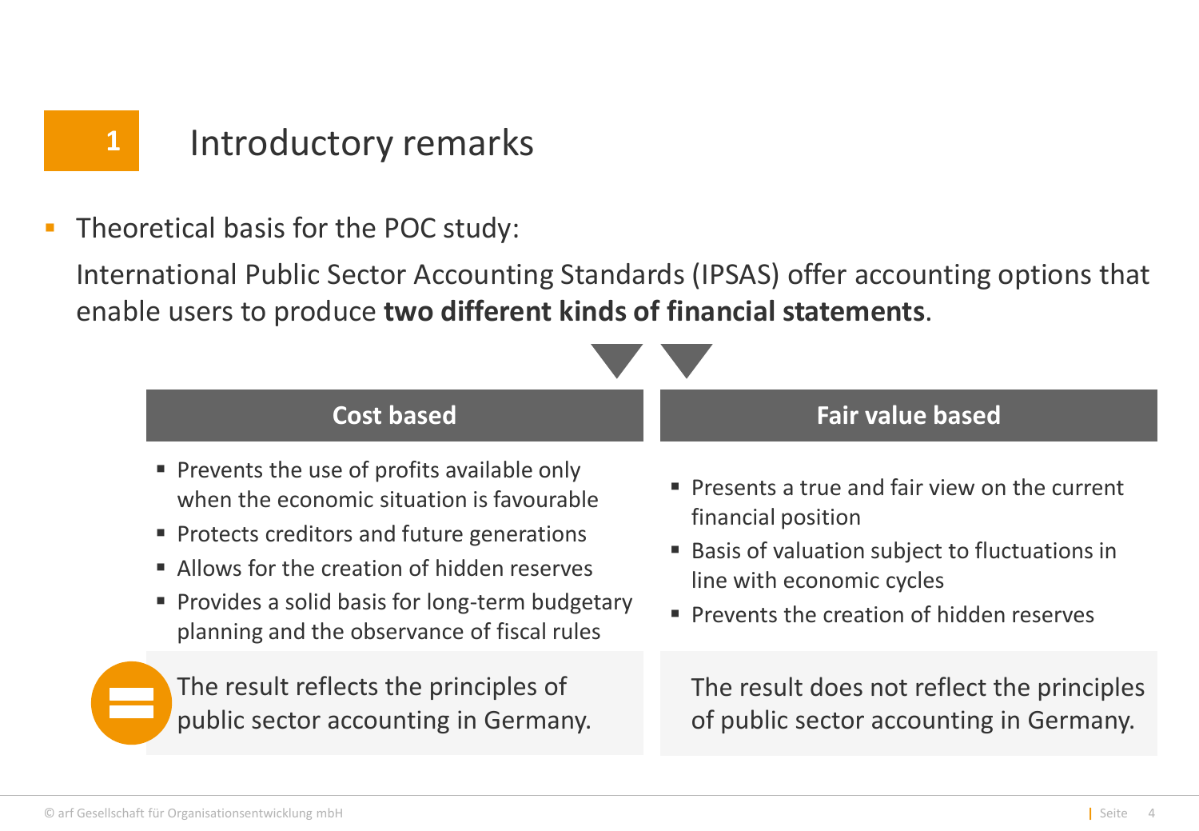# 1 Introductory remarks

- Theoretical basis for the POC study:

  International Public Sector Accounting Standards (IPSAS) offer accounting options that enable users to produce **two different kinds of financial statements**.

### Cost based

- Prevents the use of profits available only when the economic situation is favourable
- Protects creditors and future generations
- Allows for the creation of hidden reserves
- Provides a solid basis for long-term budgetary planning and the observance of fiscal rules

The result reflects the principles of public sector accounting in Germany.

### Fair value based

- Presents a true and fair view on the current financial position
- Basis of valuation subject to fluctuations in line with economic cycles
- Prevents the creation of hidden reserves

The result does not reflect the principles of public sector accounting in Germany.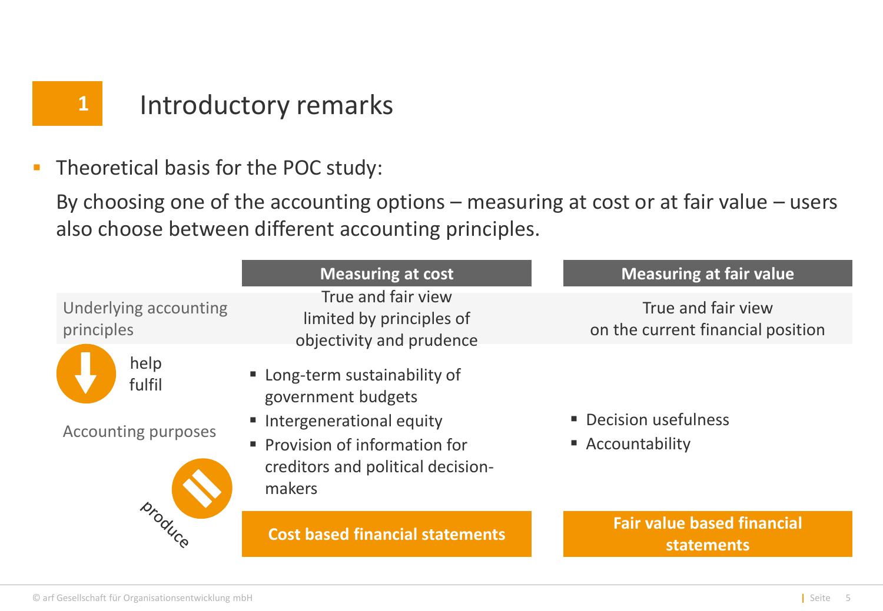# 1 Introductory remarks

- Theoretical basis for the POC study:

  By choosing one of the accounting options – measuring at cost or at fair value – users also choose between different accounting principles.

| | Measuring at cost | Measuring at fair value |
|---|---|---|
| Underlying accounting principles | True and fair view limited by principles of objectivity and prudence | True and fair view on the current financial position |
| help fulfil<br>Accounting purposes | ▪ Long-term sustainability of government budgets<br>▪ Intergenerational equity<br>▪ Provision of information for creditors and political decision-makers | ▪ Decision usefulness<br>▪ Accountability |
| produce | **Cost based financial statements** | **Fair value based financial statements** |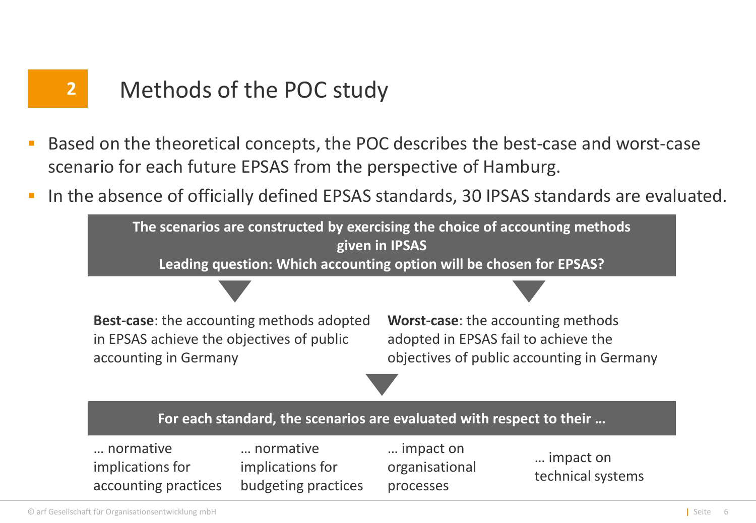## 2 Methods of the POC study

- Based on the theoretical concepts, the POC describes the best-case and worst-case scenario for each future EPSAS from the perspective of Hamburg.
- In the absence of officially defined EPSAS standards, 30 IPSAS standards are evaluated.

**The scenarios are constructed by exercising the choice of accounting methods given in IPSAS**
**Leading question: Which accounting option will be chosen for EPSAS?**

**Best-case**: the accounting methods adopted in EPSAS achieve the objectives of public accounting in Germany

**Worst-case**: the accounting methods adopted in EPSAS fail to achieve the objectives of public accounting in Germany

**For each standard, the scenarios are evaluated with respect to their …**

- … normative implications for accounting practices
- … normative implications for budgeting practices
- … impact on organisational processes
- … impact on technical systems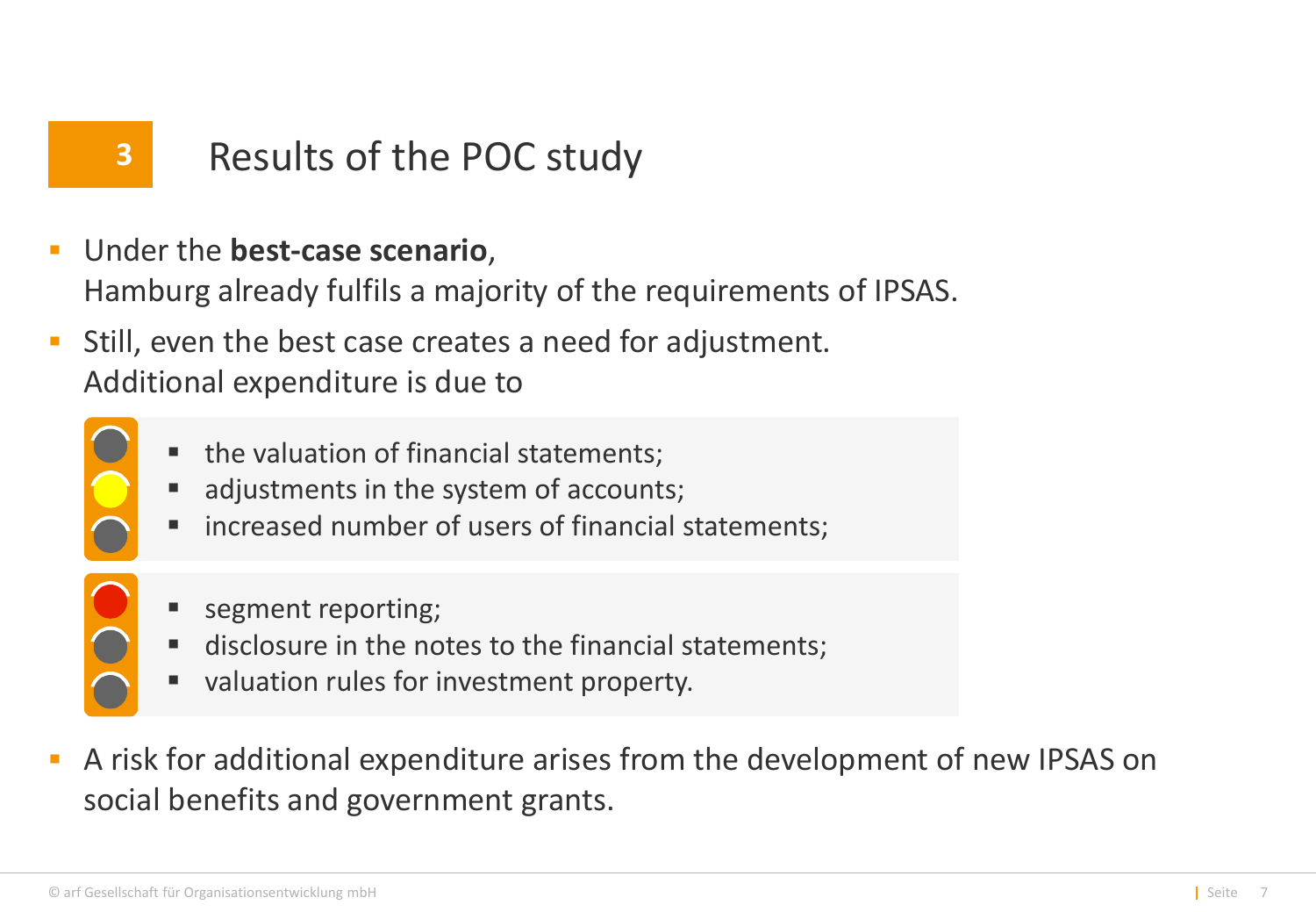# 3 Results of the POC study

- Under the **best-case scenario**, Hamburg already fulfils a majority of the requirements of IPSAS.
- Still, even the best case creates a need for adjustment. Additional expenditure is due to
  - the valuation of financial statements;
  - adjustments in the system of accounts;
  - increased number of users of financial statements;

  - segment reporting;
  - disclosure in the notes to the financial statements;
  - valuation rules for investment property.
- A risk for additional expenditure arises from the development of new IPSAS on social benefits and government grants.

© arf Gesellschaft für Organisationsentwicklung mbH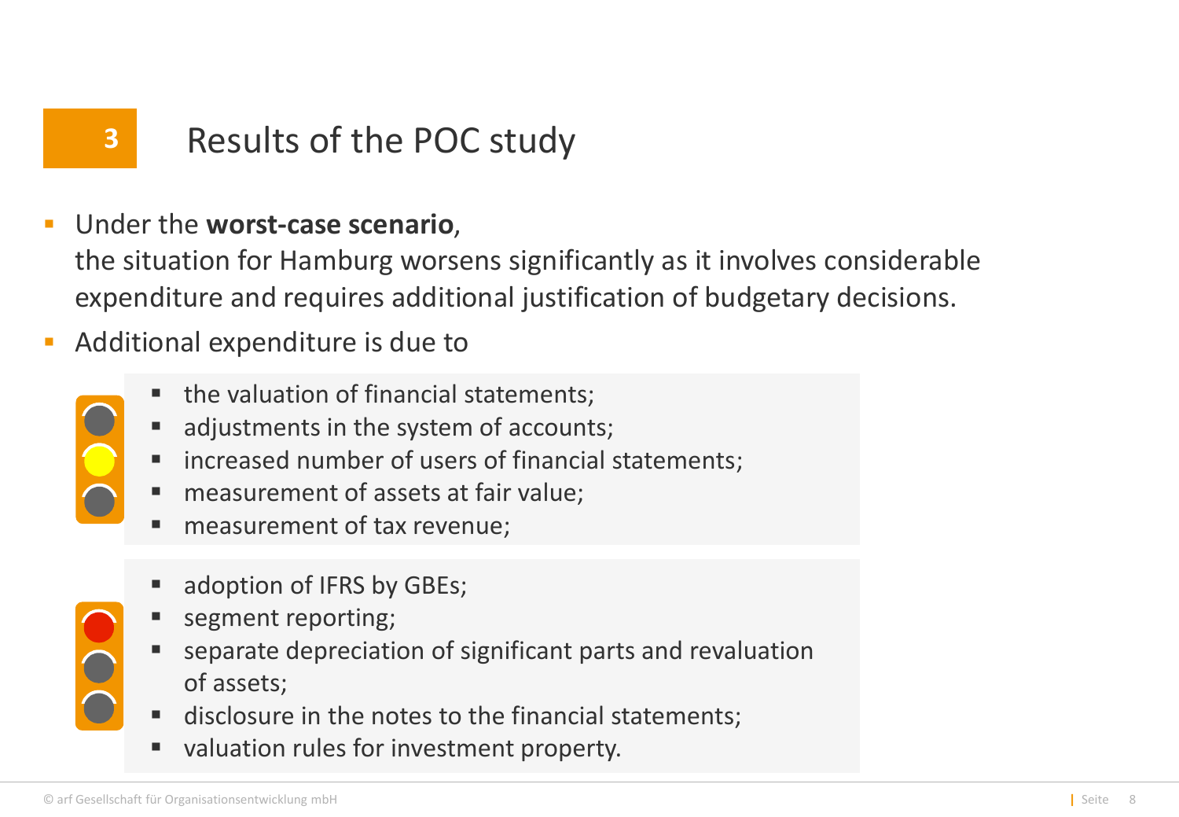## 3 Results of the POC study

- Under the **worst-case scenario**,
  the situation for Hamburg worsens significantly as it involves considerable expenditure and requires additional justification of budgetary decisions.
- Additional expenditure is due to
  - the valuation of financial statements;
  - adjustments in the system of accounts;
  - increased number of users of financial statements;
  - measurement of assets at fair value;
  - measurement of tax revenue;

  - adoption of IFRS by GBEs;
  - segment reporting;
  - separate depreciation of significant parts and revaluation of assets;
  - disclosure in the notes to the financial statements;
  - valuation rules for investment property.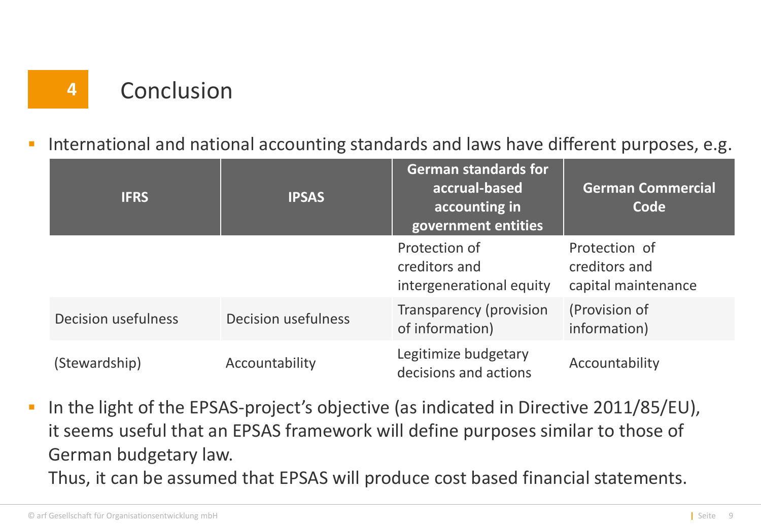# 4 Conclusion

- International and national accounting standards and laws have different purposes, e.g.

| IFRS | IPSAS | German standards for accrual-based accounting in government entities | German Commercial Code |
|---|---|---|---|
| | | Protection of creditors and intergenerational equity | Protection of creditors and capital maintenance |
| Decision usefulness | Decision usefulness | Transparency (provision of information) | (Provision of information) |
| (Stewardship) | Accountability | Legitimize budgetary decisions and actions | Accountability |

- In the light of the EPSAS-project's objective (as indicated in Directive 2011/85/EU), it seems useful that an EPSAS framework will define purposes similar to those of German budgetary law.

  Thus, it can be assumed that EPSAS will produce cost based financial statements.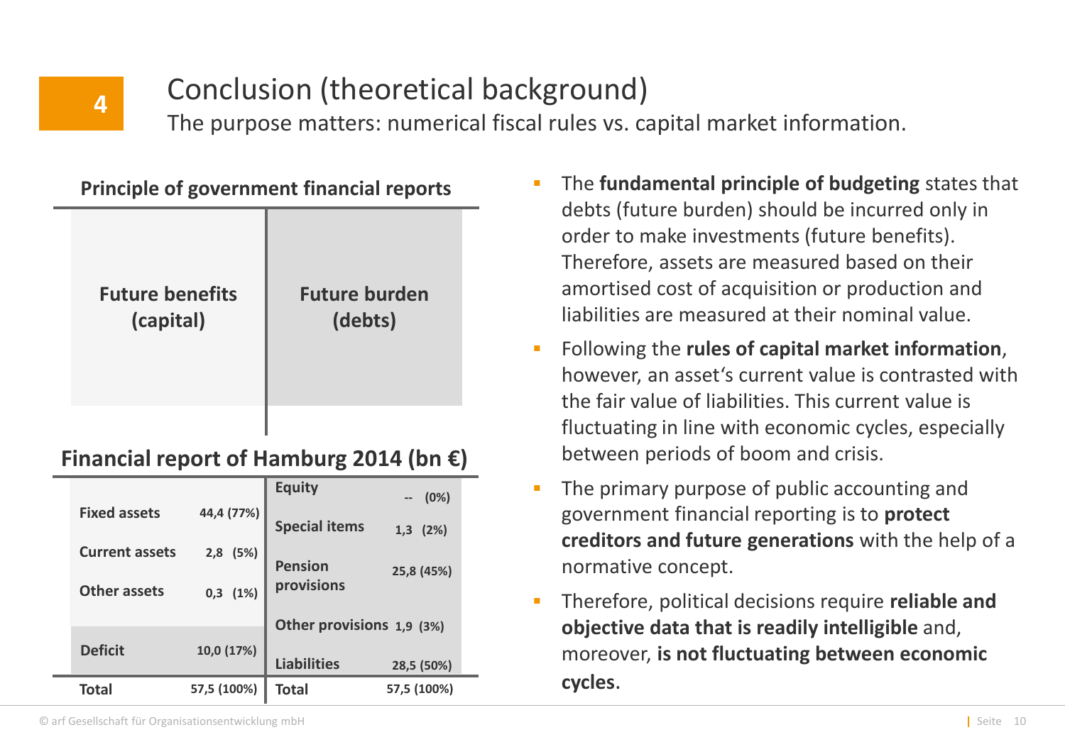# 4 Conclusion (theoretical background)

The purpose matters: numerical fiscal rules vs. capital market information.

**Principle of government financial reports**

| Future benefits (capital) | Future burden (debts) |
|---|---|

**Financial report of Hamburg 2014 (bn €)**

| | | | |
|---|---|---|---|
| | | Equity | -- (0%) |
| Fixed assets | 44,4 (77%) | Special items | 1,3 (2%) |
| Current assets | 2,8 (5%) | Pension provisions | 25,8 (45%) |
| Other assets | 0,3 (1%) | | |
| | | Other provisions | 1,9 (3%) |
| Deficit | 10,0 (17%) | Liabilities | 28,5 (50%) |
| **Total** | 57,5 (100%) | **Total** | 57,5 (100%) |

- The **fundamental principle of budgeting** states that debts (future burden) should be incurred only in order to make investments (future benefits). Therefore, assets are measured based on their amortised cost of acquisition or production and liabilities are measured at their nominal value.
- Following the **rules of capital market information**, however, an asset's current value is contrasted with the fair value of liabilities. This current value is fluctuating in line with economic cycles, especially between periods of boom and crisis.
- The primary purpose of public accounting and government financial reporting is to **protect creditors and future generations** with the help of a normative concept.
- Therefore, political decisions require **reliable and objective data that is readily intelligible** and, moreover, **is not fluctuating between economic cycles**.

© arf Gesellschaft für Organisationsentwicklung mbH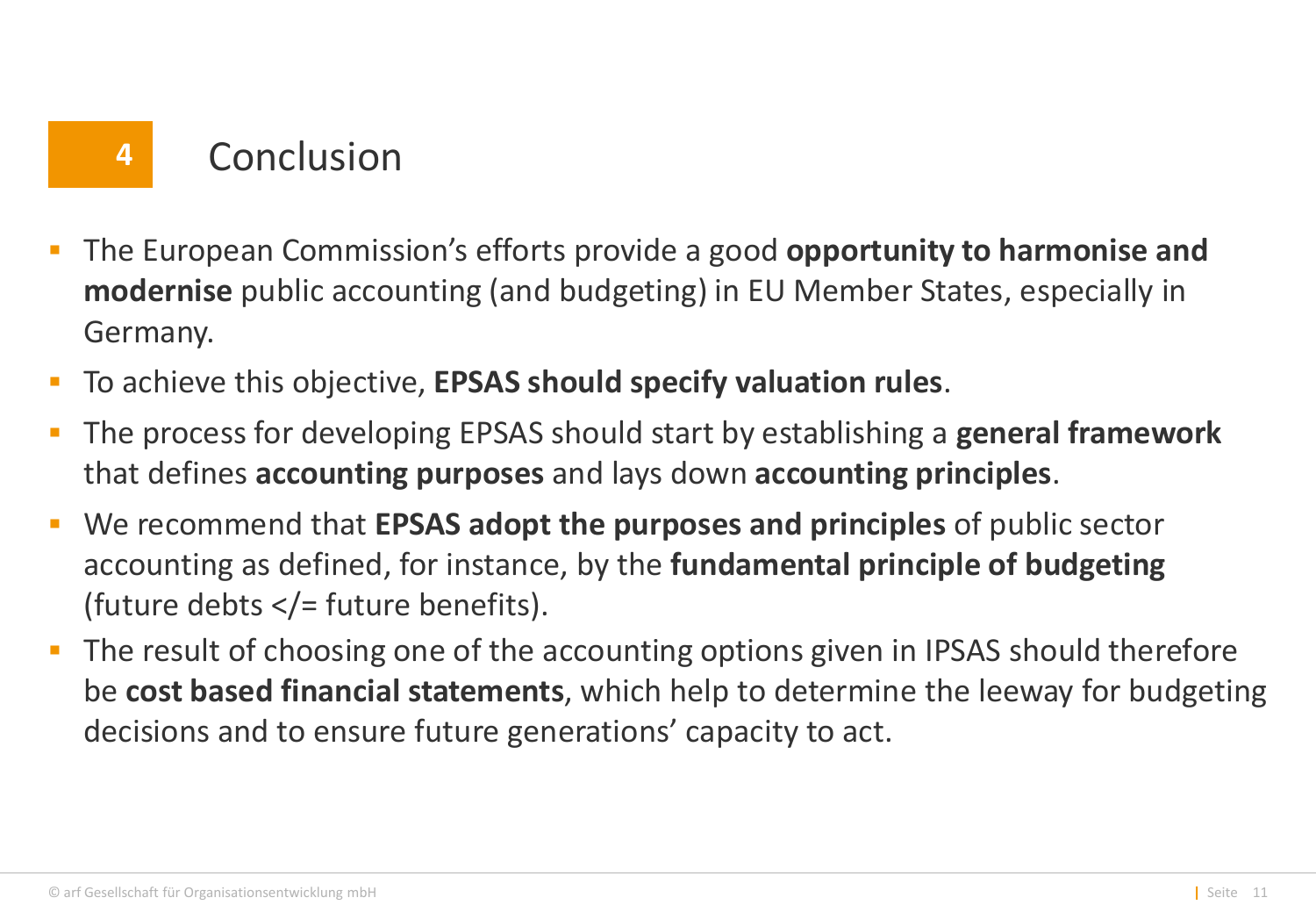## 4 Conclusion

- The European Commission’s efforts provide a good **opportunity to harmonise and modernise** public accounting (and budgeting) in EU Member States, especially in Germany.
- To achieve this objective, **EPSAS should specify valuation rules**.
- The process for developing EPSAS should start by establishing a **general framework** that defines **accounting purposes** and lays down **accounting principles**.
- We recommend that **EPSAS adopt the purposes and principles** of public sector accounting as defined, for instance, by the **fundamental principle of budgeting** (future debts </= future benefits).
- The result of choosing one of the accounting options given in IPSAS should therefore be **cost based financial statements**, which help to determine the leeway for budgeting decisions and to ensure future generations’ capacity to act.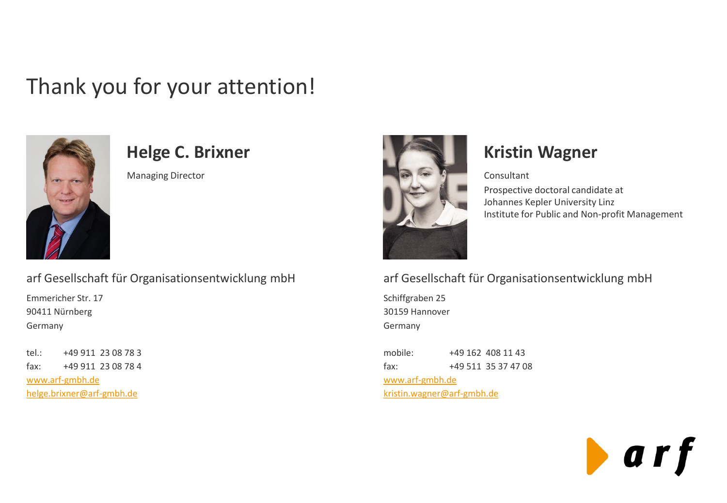# Thank you for your attention!

## Helge C. Brixner

Managing Director

arf Gesellschaft für Organisationsentwicklung mbH

Emmericher Str. 17
90411 Nürnberg
Germany

tel.: +49 911 23 08 78 3
fax: +49 911 23 08 78 4
www.arf-gmbh.de
helge.brixner@arf-gmbh.de

## Kristin Wagner

Consultant

Prospective doctoral candidate at
Johannes Kepler University Linz
Institute for Public and Non-profit Management

arf Gesellschaft für Organisationsentwicklung mbH

Schiffgraben 25
30159 Hannover
Germany

mobile: +49 162 408 11 43
fax: +49 511 35 37 47 08
www.arf-gmbh.de
kristin.wagner@arf-gmbh.de

arf